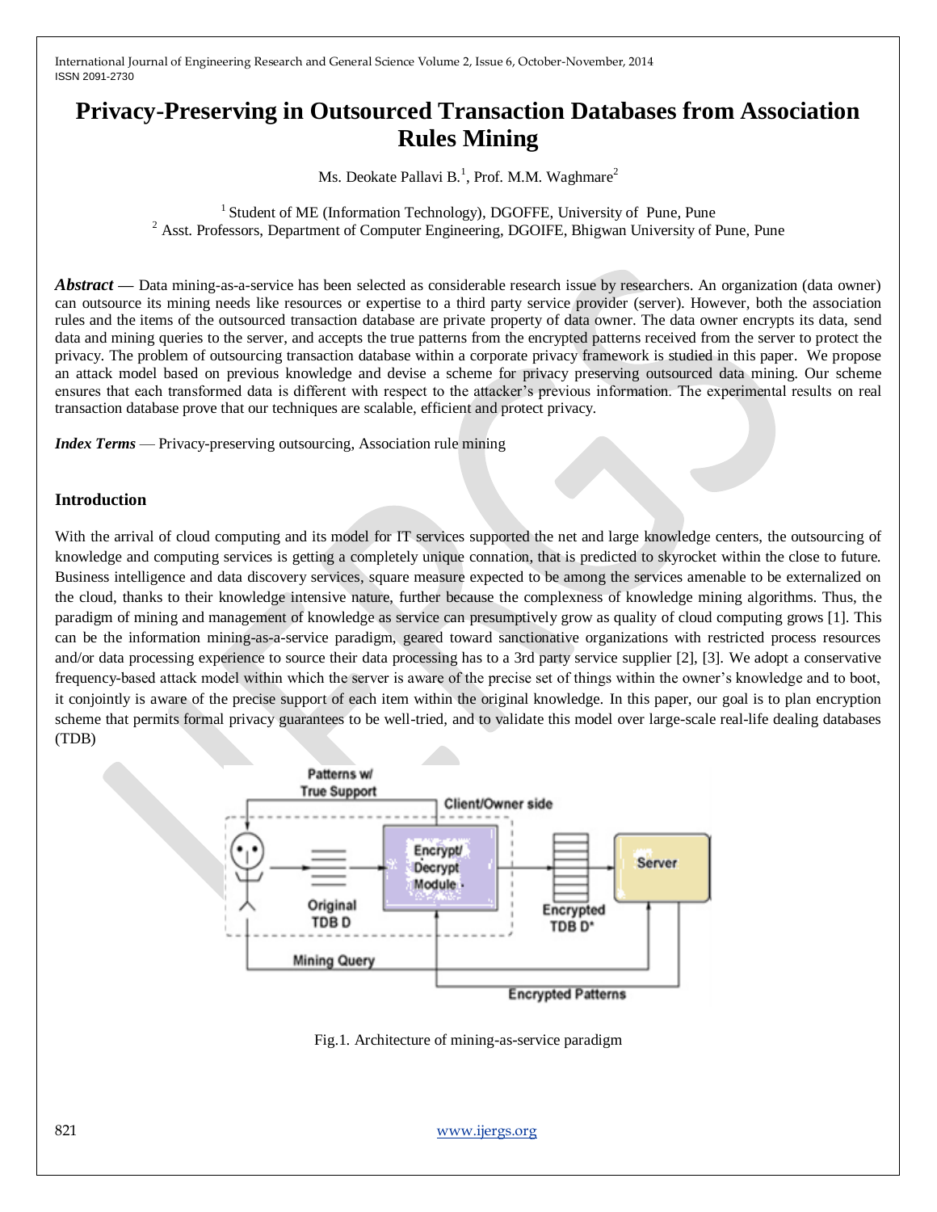# Privacy-Preserving in Outsourced Transaction Databases from Association Rules Mining

Ms. Deokate Pallavi B.[1], Prof. M.M. Waghmare[2]

[1] Student of ME (Information Technology), DGOFFE, University of Pune, Pune
[2] Asst. Professors, Department of Computer Engineering, DGOIFE, Bhigwan University of Pune, Pune

***Abstract*** **—** Data mining-as-a-service has been selected as considerable research issue by researchers. An organization (data owner) can outsource its mining needs like resources or expertise to a third party service provider (server). However, both the association rules and the items of the outsourced transaction database are private property of data owner. The data owner encrypts its data, send data and mining queries to the server, and accepts the true patterns from the encrypted patterns received from the server to protect the privacy. The problem of outsourcing transaction database within a corporate privacy framework is studied in this paper. We propose an attack model based on previous knowledge and devise a scheme for privacy preserving outsourced data mining. Our scheme ensures that each transformed data is different with respect to the attacker's previous information. The experimental results on real transaction database prove that our techniques are scalable, efficient and protect privacy.

***Index Terms*** — Privacy-preserving outsourcing, Association rule mining

## Introduction

With the arrival of cloud computing and its model for IT services supported the net and large knowledge centers, the outsourcing of knowledge and computing services is getting a completely unique connation, that is predicted to skyrocket within the close to future. Business intelligence and data discovery services, square measure expected to be among the services amenable to be externalized on the cloud, thanks to their knowledge intensive nature, further because the complexness of knowledge mining algorithms. Thus, the paradigm of mining and management of knowledge as service can presumptively grow as quality of cloud computing grows [1]. This can be the information mining-as-a-service paradigm, geared toward sanctionative organizations with restricted process resources and/or data processing experience to source their data processing has to a 3rd party service supplier [2], [3]. We adopt a conservative frequency-based attack model within which the server is aware of the precise set of things within the owner's knowledge and to boot, it conjointly is aware of the precise support of each item within the original knowledge. In this paper, our goal is to plan encryption scheme that permits formal privacy guarantees to be well-tried, and to validate this model over large-scale real-life dealing databases (TDB)

Fig.1. Architecture of mining-as-service paradigm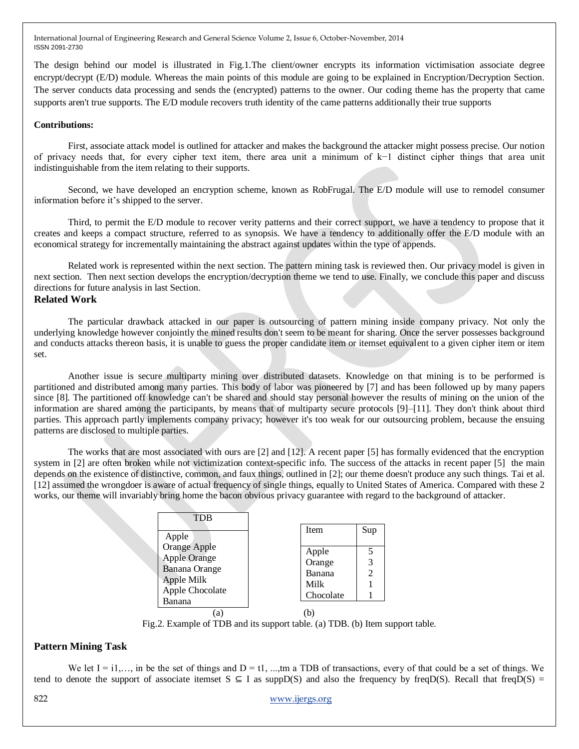The design behind our model is illustrated in Fig.1.The client/owner encrypts its information victimisation associate degree encrypt/decrypt (E/D) module. Whereas the main points of this module are going to be explained in Encryption/Decryption Section. The server conducts data processing and sends the (encrypted) patterns to the owner. Our coding theme has the property that came supports aren't true supports. The E/D module recovers truth identity of the came patterns additionally their true supports

**Contributions:**

First, associate attack model is outlined for attacker and makes the background the attacker might possess precise. Our notion of privacy needs that, for every cipher text item, there area unit a minimum of k−1 distinct cipher things that area unit indistinguishable from the item relating to their supports.

Second, we have developed an encryption scheme, known as RobFrugal. The E/D module will use to remodel consumer information before it's shipped to the server.

Third, to permit the E/D module to recover verity patterns and their correct support, we have a tendency to propose that it creates and keeps a compact structure, referred to as synopsis. We have a tendency to additionally offer the E/D module with an economical strategy for incrementally maintaining the abstract against updates within the type of appends.

Related work is represented within the next section. The pattern mining task is reviewed then. Our privacy model is given in next section. Then next section develops the encryption/decryption theme we tend to use. Finally, we conclude this paper and discuss directions for future analysis in last Section.

## Related Work

The particular drawback attacked in our paper is outsourcing of pattern mining inside company privacy. Not only the underlying knowledge however conjointly the mined results don't seem to be meant for sharing. Once the server possesses background and conducts attacks thereon basis, it is unable to guess the proper candidate item or itemset equivalent to a given cipher item or item set.

Another issue is secure multiparty mining over distributed datasets. Knowledge on that mining is to be performed is partitioned and distributed among many parties. This body of labor was pioneered by [7] and has been followed up by many papers since [8]. The partitioned off knowledge can't be shared and should stay personal however the results of mining on the union of the information are shared among the participants, by means that of multiparty secure protocols [9]–[11]. They don't think about third parties. This approach partly implements company privacy; however it's too weak for our outsourcing problem, because the ensuing patterns are disclosed to multiple parties.

The works that are most associated with ours are [2] and [12]. A recent paper [5] has formally evidenced that the encryption system in [2] are often broken while not victimization context-specific info. The success of the attacks in recent paper [5] the main depends on the existence of distinctive, common, and faux things, outlined in [2]; our theme doesn't produce any such things. Tai et al. [12] assumed the wrongdoer is aware of actual frequency of single things, equally to United States of America. Compared with these 2 works, our theme will invariably bring home the bacon obvious privacy guarantee with regard to the background of attacker.

| TDB |
| --- |
| Apple |
| Orange Apple |
| Apple Orange |
| Banana Orange |
| Apple Milk |
| Apple Chocolate |
| Banana |

(a)

| Item | Sup |
| --- | --- |
| Apple | 5 |
| Orange | 3 |
| Banana | 2 |
| Milk | 1 |
| Chocolate | 1 |

(b)

Fig.2. Example of TDB and its support table. (a) TDB. (b) Item support table.

## Pattern Mining Task

We let I = i1,…, in be the set of things and D = t1, ...,tm a TDB of transactions, every of that could be a set of things. We tend to denote the support of associate itemset $S \subseteq I$ as suppD(S) and also the frequency by freqD(S). Recall that freqD(S) =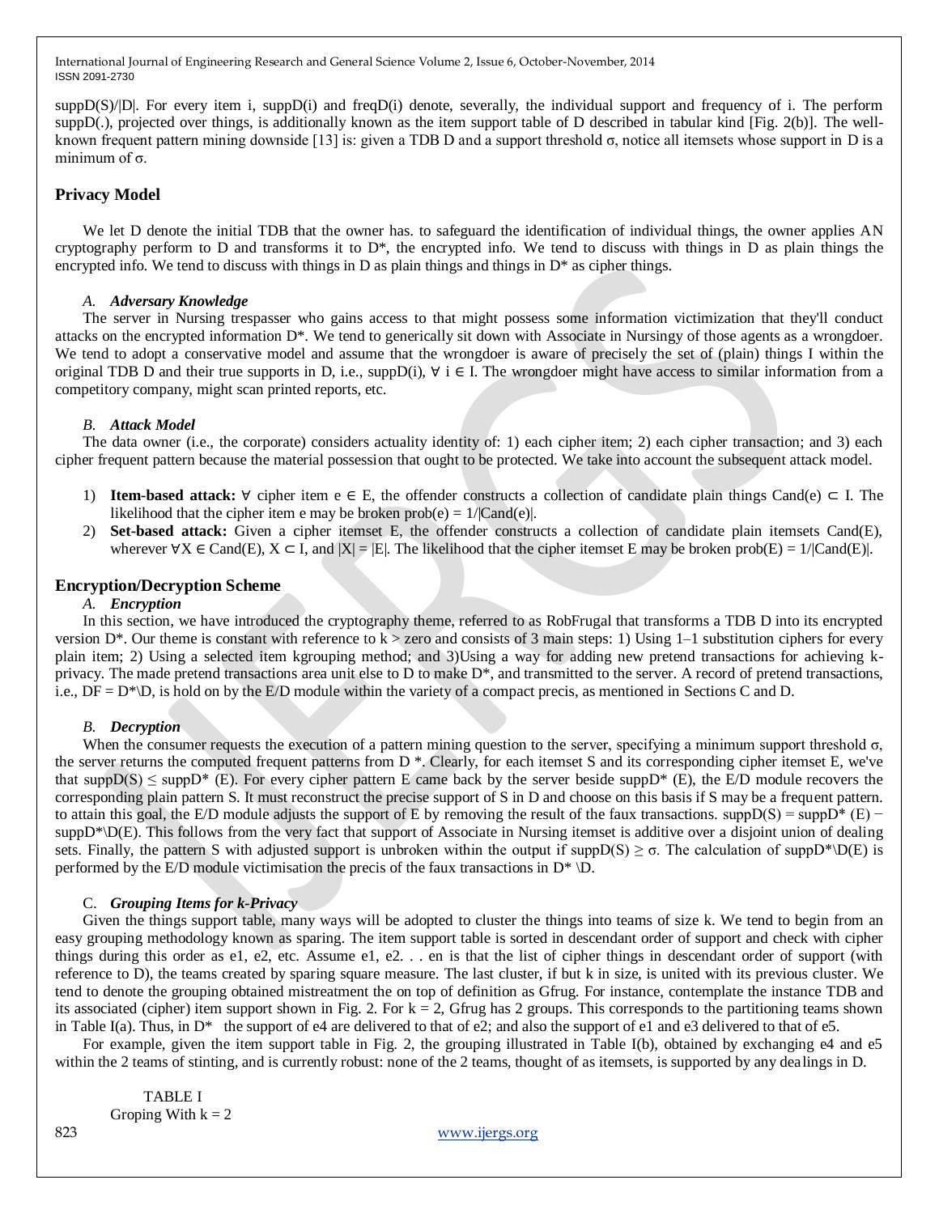$supp_D(S)/|D|$. For every item i, $supp_D(i)$ and $freq_D(i)$ denote, severally, the individual support and frequency of i. The perform $supp_D(.)$, projected over things, is additionally known as the item support table of D described in tabular kind [Fig. 2(b)]. The well-known frequent pattern mining downside [13] is: given a TDB D and a support threshold σ, notice all itemsets whose support in D is a minimum of σ.

## Privacy Model

We let D denote the initial TDB that the owner has. to safeguard the identification of individual things, the owner applies AN cryptography perform to D and transforms it to D*, the encrypted info. We tend to discuss with things in D as plain things the encrypted info. We tend to discuss with things in D as plain things and things in D* as cipher things.

### *A. Adversary Knowledge*

The server in Nursing trespasser who gains access to that might possess some information victimization that they'll conduct attacks on the encrypted information D*. We tend to generically sit down with Associate in Nursingy of those agents as a wrongdoer. We tend to adopt a conservative model and assume that the wrongdoer is aware of precisely the set of (plain) things I within the original TDB D and their true supports in D, i.e., $supp_D(i)$, $\forall$ i $\in$ I. The wrongdoer might have access to similar information from a competitory company, might scan printed reports, etc.

### *B. Attack Model*

The data owner (i.e., the corporate) considers actuality identity of: 1) each cipher item; 2) each cipher transaction; and 3) each cipher frequent pattern because the material possession that ought to be protected. We take into account the subsequent attack model.

1) **Item-based attack:** $\forall$ cipher item e $\in$ E, the offender constructs a collection of candidate plain things Cand(e) $\subset$ I. The likelihood that the cipher item e may be broken prob(e) = 1/|Cand(e)|.
2) **Set-based attack:** Given a cipher itemset E, the offender constructs a collection of candidate plain itemsets Cand(E), wherever $\forall$X $\in$ Cand(E), X $\subset$ I, and |X| = |E|. The likelihood that the cipher itemset E may be broken prob(E) = 1/|Cand(E)|.

## Encryption/Decryption Scheme

### *A. Encryption*

In this section, we have introduced the cryptography theme, referred to as RobFrugal that transforms a TDB D into its encrypted version D*. Our theme is constant with reference to k > zero and consists of 3 main steps: 1) Using 1–1 substitution ciphers for every plain item; 2) Using a selected item kgrouping method; and 3)Using a way for adding new pretend transactions for achieving k-privacy. The made pretend transactions area unit else to D to make D*, and transmitted to the server. A record of pretend transactions, i.e., DF = D*\D, is hold on by the E/D module within the variety of a compact precis, as mentioned in Sections C and D.

### *B. Decryption*

When the consumer requests the execution of a pattern mining question to the server, specifying a minimum support threshold σ, the server returns the computed frequent patterns from D *. Clearly, for each itemset S and its corresponding cipher itemset E, we've that $supp_D(S) \leq supp_{D^*}(E)$. For every cipher pattern E came back by the server beside $supp_{D^*}(E)$, the E/D module recovers the corresponding plain pattern S. It must reconstruct the precise support of S in D and choose on this basis if S may be a frequent pattern. to attain this goal, the E/D module adjusts the support of E by removing the result of the faux transactions. $supp_D(S) = supp_{D^*}(E) - supp_{D^*\backslash D}(E)$. This follows from the very fact that support of Associate in Nursing itemset is additive over a disjoint union of dealing sets. Finally, the pattern S with adjusted support is unbroken within the output if $supp_D(S) \geq \sigma$. The calculation of $supp_{D^*\backslash D}(E)$ is performed by the E/D module victimisation the precis of the faux transactions in D* \D.

### C. *Grouping Items for k-Privacy*

Given the things support table, many ways will be adopted to cluster the things into teams of size k. We tend to begin from an easy grouping methodology known as sparing. The item support table is sorted in descendant order of support and check with cipher things during this order as e1, e2, etc. Assume e1, e2. . . en is that the list of cipher things in descendant order of support (with reference to D), the teams created by sparing square measure. The last cluster, if but k in size, is united with its previous cluster. We tend to denote the grouping obtained mistreatment the on top of definition as Gfrug. For instance, contemplate the instance TDB and its associated (cipher) item support shown in Fig. 2. For k = 2, Gfrug has 2 groups. This corresponds to the partitioning teams shown in Table I(a). Thus, in D* the support of e4 are delivered to that of e2; and also the support of e1 and e3 delivered to that of e5.

For example, given the item support table in Fig. 2, the grouping illustrated in Table I(b), obtained by exchanging e4 and e5 within the 2 teams of stinting, and is currently robust: none of the 2 teams, thought of as itemsets, is supported by any dealings in D.

TABLE I
Groping With k = 2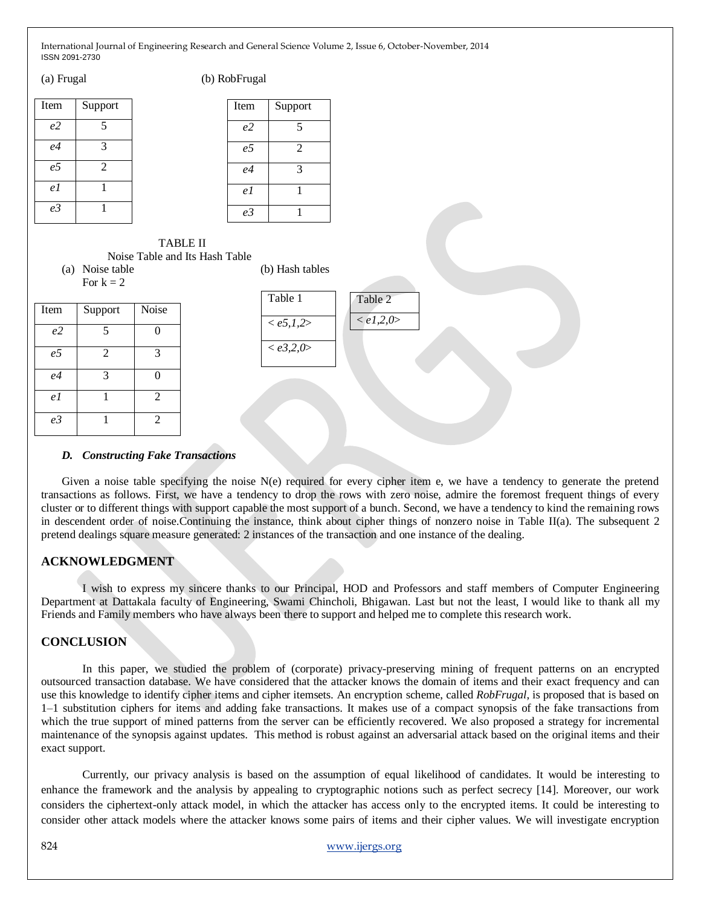(a) Frugal

| Item | Support |
|---|---|
| *e2* | 5 |
| *e4* | 3 |
| *e5* | 2 |
| *e1* | 1 |
| *e3* | 1 |

(b) RobFrugal

| Item | Support |
|---|---|
| *e2* | 5 |
| *e5* | 2 |
| *e4* | 3 |
| *e1* | 1 |
| *e3* | 1 |

TABLE II

Noise Table and Its Hash Table

(a) Noise table
For k = 2

| Item | Support | Noise |
|---|---|---|
| *e2* | 5 | 0 |
| *e5* | 2 | 3 |
| *e4* | 3 | 0 |
| *e1* | 1 | 2 |
| *e3* | 1 | 2 |

(b) Hash tables

| Table 1 |
|---|
| *< e5,1,2>* |
| *< e3,2,0>* |

| Table 2 |
|---|
| *< e1,2,0>* |

### *D. Constructing Fake Transactions*

Given a noise table specifying the noise N(e) required for every cipher item e, we have a tendency to generate the pretend transactions as follows. First, we have a tendency to drop the rows with zero noise, admire the foremost frequent things of every cluster or to different things with support capable the most support of a bunch. Second, we have a tendency to kind the remaining rows in descendent order of noise.Continuing the instance, think about cipher things of nonzero noise in Table II(a). The subsequent 2 pretend dealings square measure generated: 2 instances of the transaction and one instance of the dealing.

## ACKNOWLEDGMENT

I wish to express my sincere thanks to our Principal, HOD and Professors and staff members of Computer Engineering Department at Dattakala faculty of Engineering, Swami Chincholi, Bhigawan. Last but not the least, I would like to thank all my Friends and Family members who have always been there to support and helped me to complete this research work.

## CONCLUSION

In this paper, we studied the problem of (corporate) privacy-preserving mining of frequent patterns on an encrypted outsourced transaction database. We have considered that the attacker knows the domain of items and their exact frequency and can use this knowledge to identify cipher items and cipher itemsets. An encryption scheme, called *RobFrugal*, is proposed that is based on 1–1 substitution ciphers for items and adding fake transactions. It makes use of a compact synopsis of the fake transactions from which the true support of mined patterns from the server can be efficiently recovered. We also proposed a strategy for incremental maintenance of the synopsis against updates. This method is robust against an adversarial attack based on the original items and their exact support.

Currently, our privacy analysis is based on the assumption of equal likelihood of candidates. It would be interesting to enhance the framework and the analysis by appealing to cryptographic notions such as perfect secrecy [14]. Moreover, our work considers the ciphertext-only attack model, in which the attacker has access only to the encrypted items. It could be interesting to consider other attack models where the attacker knows some pairs of items and their cipher values. We will investigate encryption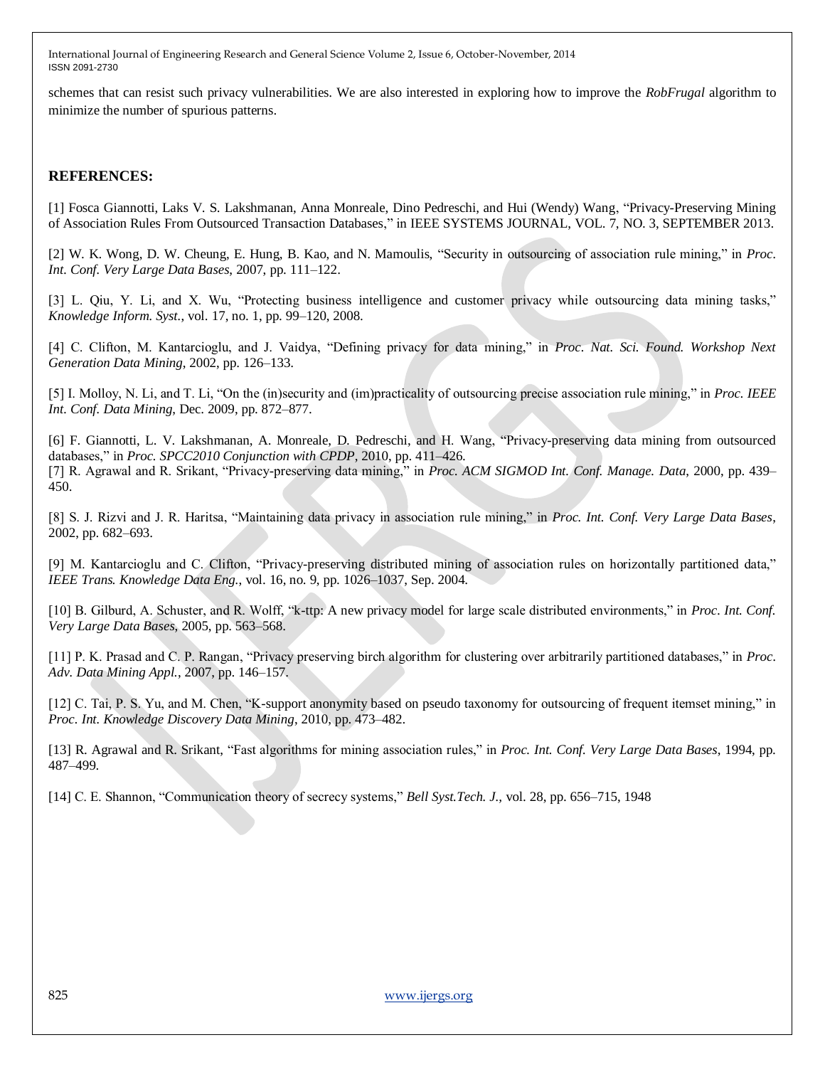schemes that can resist such privacy vulnerabilities. We are also interested in exploring how to improve the *RobFrugal* algorithm to minimize the number of spurious patterns.

## REFERENCES:

[1] Fosca Giannotti, Laks V. S. Lakshmanan, Anna Monreale, Dino Pedreschi, and Hui (Wendy) Wang, "Privacy-Preserving Mining of Association Rules From Outsourced Transaction Databases," in IEEE SYSTEMS JOURNAL, VOL. 7, NO. 3, SEPTEMBER 2013.

[2] W. K. Wong, D. W. Cheung, E. Hung, B. Kao, and N. Mamoulis, "Security in outsourcing of association rule mining," in *Proc. Int. Conf. Very Large Data Bases*, 2007, pp. 111–122.

[3] L. Qiu, Y. Li, and X. Wu, "Protecting business intelligence and customer privacy while outsourcing data mining tasks," *Knowledge Inform. Syst.*, vol. 17, no. 1, pp. 99–120, 2008.

[4] C. Clifton, M. Kantarcioglu, and J. Vaidya, "Defining privacy for data mining," in *Proc. Nat. Sci. Found. Workshop Next Generation Data Mining*, 2002, pp. 126–133.

[5] I. Molloy, N. Li, and T. Li, "On the (in)security and (im)practicality of outsourcing precise association rule mining," in *Proc. IEEE Int. Conf. Data Mining*, Dec. 2009, pp. 872–877.

[6] F. Giannotti, L. V. Lakshmanan, A. Monreale, D. Pedreschi, and H. Wang, "Privacy-preserving data mining from outsourced databases," in *Proc. SPCC2010 Conjunction with CPDP*, 2010, pp. 411–426.

[7] R. Agrawal and R. Srikant, "Privacy-preserving data mining," in *Proc. ACM SIGMOD Int. Conf. Manage. Data*, 2000, pp. 439–450.

[8] S. J. Rizvi and J. R. Haritsa, "Maintaining data privacy in association rule mining," in *Proc. Int. Conf. Very Large Data Bases*, 2002, pp. 682–693.

[9] M. Kantarcioglu and C. Clifton, "Privacy-preserving distributed mining of association rules on horizontally partitioned data," *IEEE Trans. Knowledge Data Eng.*, vol. 16, no. 9, pp. 1026–1037, Sep. 2004.

[10] B. Gilburd, A. Schuster, and R. Wolff, "k-ttp: A new privacy model for large scale distributed environments," in *Proc. Int. Conf. Very Large Data Bases*, 2005, pp. 563–568.

[11] P. K. Prasad and C. P. Rangan, "Privacy preserving birch algorithm for clustering over arbitrarily partitioned databases," in *Proc. Adv. Data Mining Appl.*, 2007, pp. 146–157.

[12] C. Tai, P. S. Yu, and M. Chen, "K-support anonymity based on pseudo taxonomy for outsourcing of frequent itemset mining," in *Proc. Int. Knowledge Discovery Data Mining*, 2010, pp. 473–482.

[13] R. Agrawal and R. Srikant, "Fast algorithms for mining association rules," in *Proc. Int. Conf. Very Large Data Bases*, 1994, pp. 487–499.

[14] C. E. Shannon, "Communication theory of secrecy systems," *Bell Syst.Tech. J.*, vol. 28, pp. 656–715, 1948